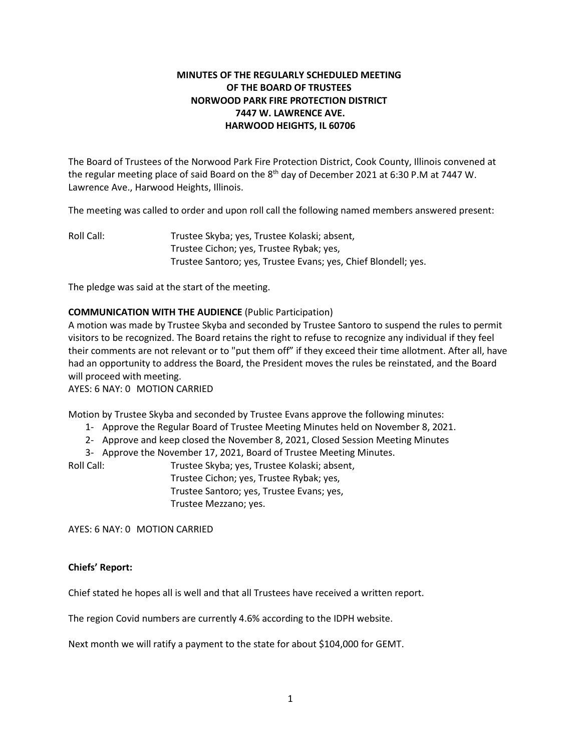**MINUTES OF THE REGULARLY SCHEDULED MEETING**
**OF THE BOARD OF TRUSTEES**
**NORWOOD PARK FIRE PROTECTION DISTRICT**
**7447 W. LAWRENCE AVE.**
**HARWOOD HEIGHTS, IL 60706**

The Board of Trustees of the Norwood Park Fire Protection District, Cook County, Illinois convened at the regular meeting place of said Board on the 8th day of December 2021 at 6:30 P.M at 7447 W. Lawrence Ave., Harwood Heights, Illinois.

The meeting was called to order and upon roll call the following named members answered present:

Roll Call: Trustee Skyba; yes, Trustee Kolaski; absent,
Trustee Cichon; yes, Trustee Rybak; yes,
Trustee Santoro; yes, Trustee Evans; yes, Chief Blondell; yes.

The pledge was said at the start of the meeting.

**COMMUNICATION WITH THE AUDIENCE** (Public Participation)
A motion was made by Trustee Skyba and seconded by Trustee Santoro to suspend the rules to permit visitors to be recognized. The Board retains the right to refuse to recognize any individual if they feel their comments are not relevant or to "put them off" if they exceed their time allotment. After all, have had an opportunity to address the Board, the President moves the rules be reinstated, and the Board will proceed with meeting.
AYES: 6 NAY: 0 MOTION CARRIED

Motion by Trustee Skyba and seconded by Trustee Evans approve the following minutes:

1- Approve the Regular Board of Trustee Meeting Minutes held on November 8, 2021.
2- Approve and keep closed the November 8, 2021, Closed Session Meeting Minutes
3- Approve the November 17, 2021, Board of Trustee Meeting Minutes.

Roll Call: Trustee Skyba; yes, Trustee Kolaski; absent,
Trustee Cichon; yes, Trustee Rybak; yes,
Trustee Santoro; yes, Trustee Evans; yes,
Trustee Mezzano; yes.

AYES: 6 NAY: 0 MOTION CARRIED

**Chiefs' Report:**

Chief stated he hopes all is well and that all Trustees have received a written report.

The region Covid numbers are currently 4.6% according to the IDPH website.

Next month we will ratify a payment to the state for about $104,000 for GEMT.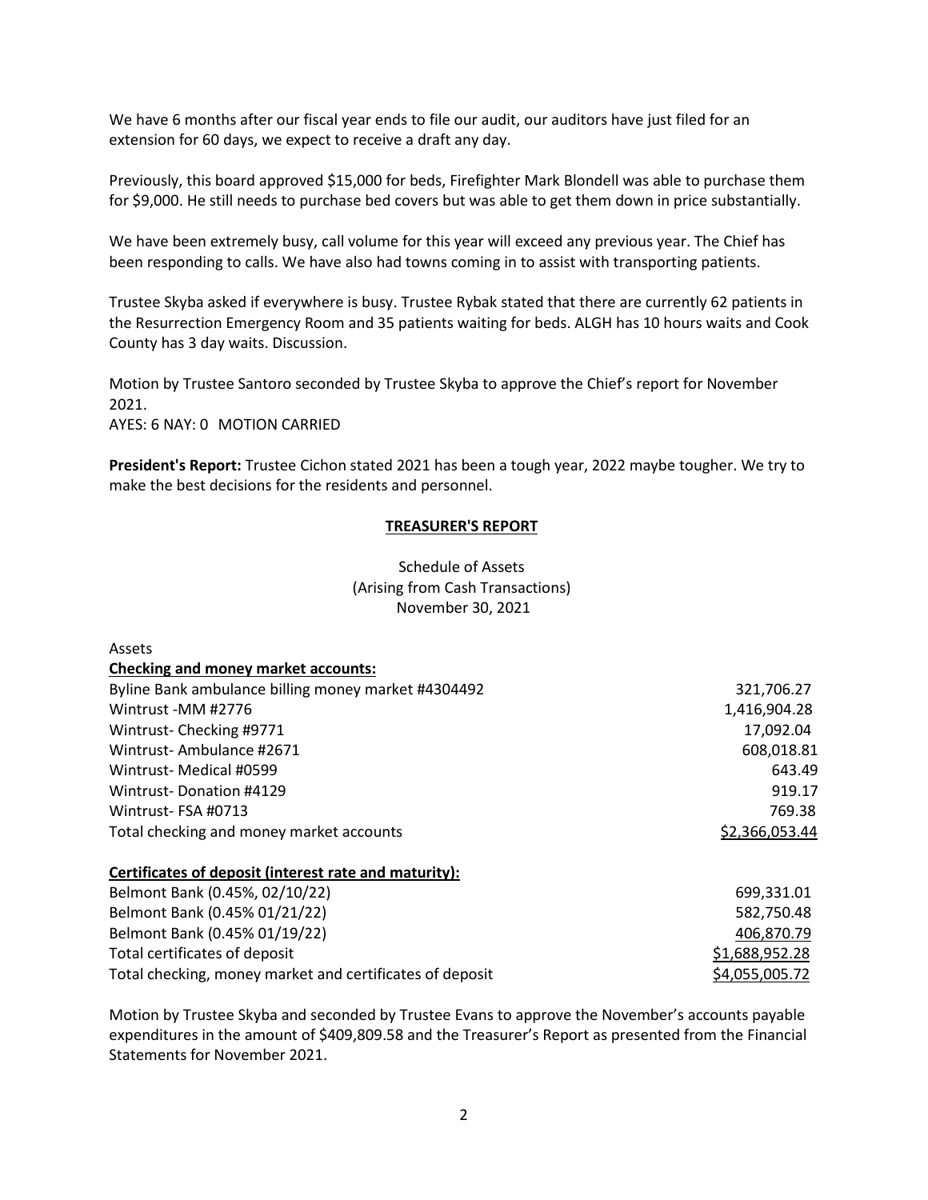We have 6 months after our fiscal year ends to file our audit, our auditors have just filed for an extension for 60 days, we expect to receive a draft any day.

Previously, this board approved $15,000 for beds, Firefighter Mark Blondell was able to purchase them for $9,000. He still needs to purchase bed covers but was able to get them down in price substantially.

We have been extremely busy, call volume for this year will exceed any previous year. The Chief has been responding to calls. We have also had towns coming in to assist with transporting patients.

Trustee Skyba asked if everywhere is busy. Trustee Rybak stated that there are currently 62 patients in the Resurrection Emergency Room and 35 patients waiting for beds. ALGH has 10 hours waits and Cook County has 3 day waits. Discussion.

Motion by Trustee Santoro seconded by Trustee Skyba to approve the Chief's report for November 2021.
AYES: 6 NAY: 0 MOTION CARRIED

**President's Report:** Trustee Cichon stated 2021 has been a tough year, 2022 maybe tougher. We try to make the best decisions for the residents and personnel.

## TREASURER'S REPORT

Schedule of Assets
(Arising from Cash Transactions)
November 30, 2021

| | |
|---|---|
| Assets | |
| **Checking and money market accounts:** | |
| Byline Bank ambulance billing money market #4304492 | 321,706.27 |
| Wintrust -MM #2776 | 1,416,904.28 |
| Wintrust- Checking #9771 | 17,092.04 |
| Wintrust- Ambulance #2671 | 608,018.81 |
| Wintrust- Medical #0599 | 643.49 |
| Wintrust- Donation #4129 | 919.17 |
| Wintrust- FSA #0713 | 769.38 |
| Total checking and money market accounts | $2,366,053.44 |
| **Certificates of deposit (interest rate and maturity):** | |
| Belmont Bank (0.45%, 02/10/22) | 699,331.01 |
| Belmont Bank (0.45% 01/21/22) | 582,750.48 |
| Belmont Bank (0.45% 01/19/22) | 406,870.79 |
| Total certificates of deposit | $1,688,952.28 |
| Total checking, money market and certificates of deposit | $4,055,005.72 |

Motion by Trustee Skyba and seconded by Trustee Evans to approve the November's accounts payable expenditures in the amount of $409,809.58 and the Treasurer's Report as presented from the Financial Statements for November 2021.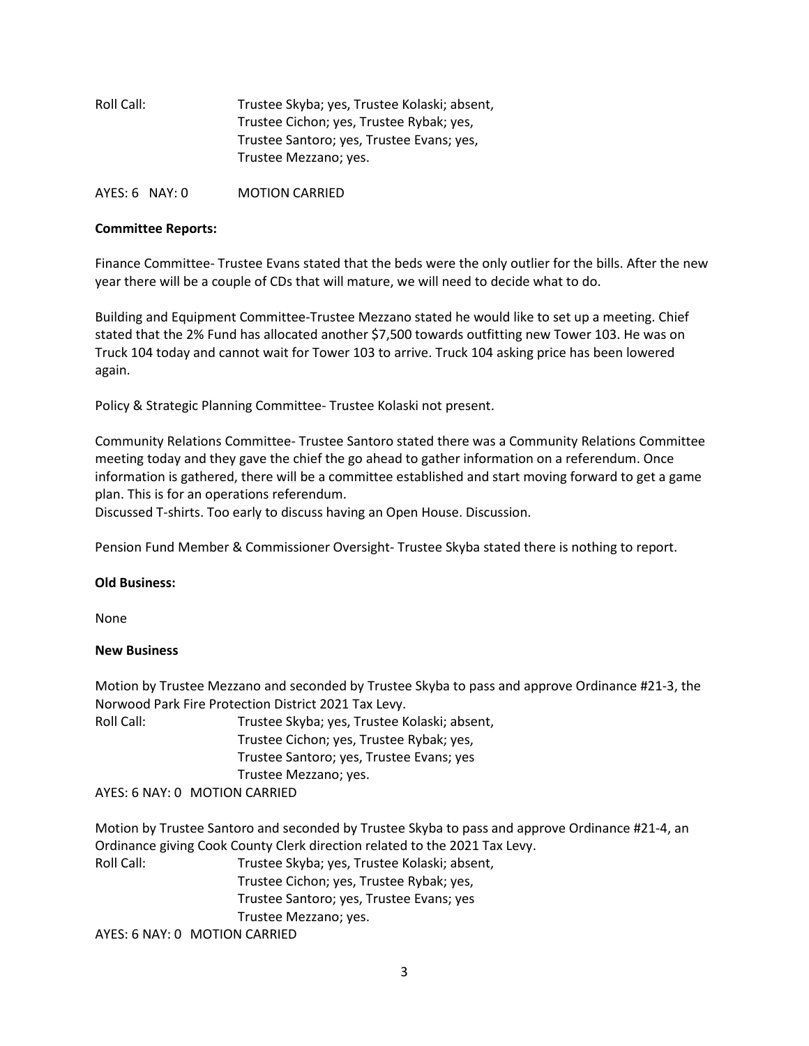Roll Call: Trustee Skyba; yes, Trustee Kolaski; absent,
Trustee Cichon; yes, Trustee Rybak; yes,
Trustee Santoro; yes, Trustee Evans; yes,
Trustee Mezzano; yes.

AYES: 6 NAY: 0 MOTION CARRIED

**Committee Reports:**

Finance Committee- Trustee Evans stated that the beds were the only outlier for the bills. After the new year there will be a couple of CDs that will mature, we will need to decide what to do.

Building and Equipment Committee-Trustee Mezzano stated he would like to set up a meeting. Chief stated that the 2% Fund has allocated another $7,500 towards outfitting new Tower 103. He was on Truck 104 today and cannot wait for Tower 103 to arrive. Truck 104 asking price has been lowered again.

Policy & Strategic Planning Committee- Trustee Kolaski not present.

Community Relations Committee- Trustee Santoro stated there was a Community Relations Committee meeting today and they gave the chief the go ahead to gather information on a referendum. Once information is gathered, there will be a committee established and start moving forward to get a game plan. This is for an operations referendum.
Discussed T-shirts. Too early to discuss having an Open House. Discussion.

Pension Fund Member & Commissioner Oversight- Trustee Skyba stated there is nothing to report.

**Old Business:**

None

**New Business**

Motion by Trustee Mezzano and seconded by Trustee Skyba to pass and approve Ordinance #21-3, the Norwood Park Fire Protection District 2021 Tax Levy.
Roll Call: Trustee Skyba; yes, Trustee Kolaski; absent,
Trustee Cichon; yes, Trustee Rybak; yes,
Trustee Santoro; yes, Trustee Evans; yes
Trustee Mezzano; yes.
AYES: 6 NAY: 0 MOTION CARRIED

Motion by Trustee Santoro and seconded by Trustee Skyba to pass and approve Ordinance #21-4, an Ordinance giving Cook County Clerk direction related to the 2021 Tax Levy.
Roll Call: Trustee Skyba; yes, Trustee Kolaski; absent,
Trustee Cichon; yes, Trustee Rybak; yes,
Trustee Santoro; yes, Trustee Evans; yes
Trustee Mezzano; yes.
AYES: 6 NAY: 0 MOTION CARRIED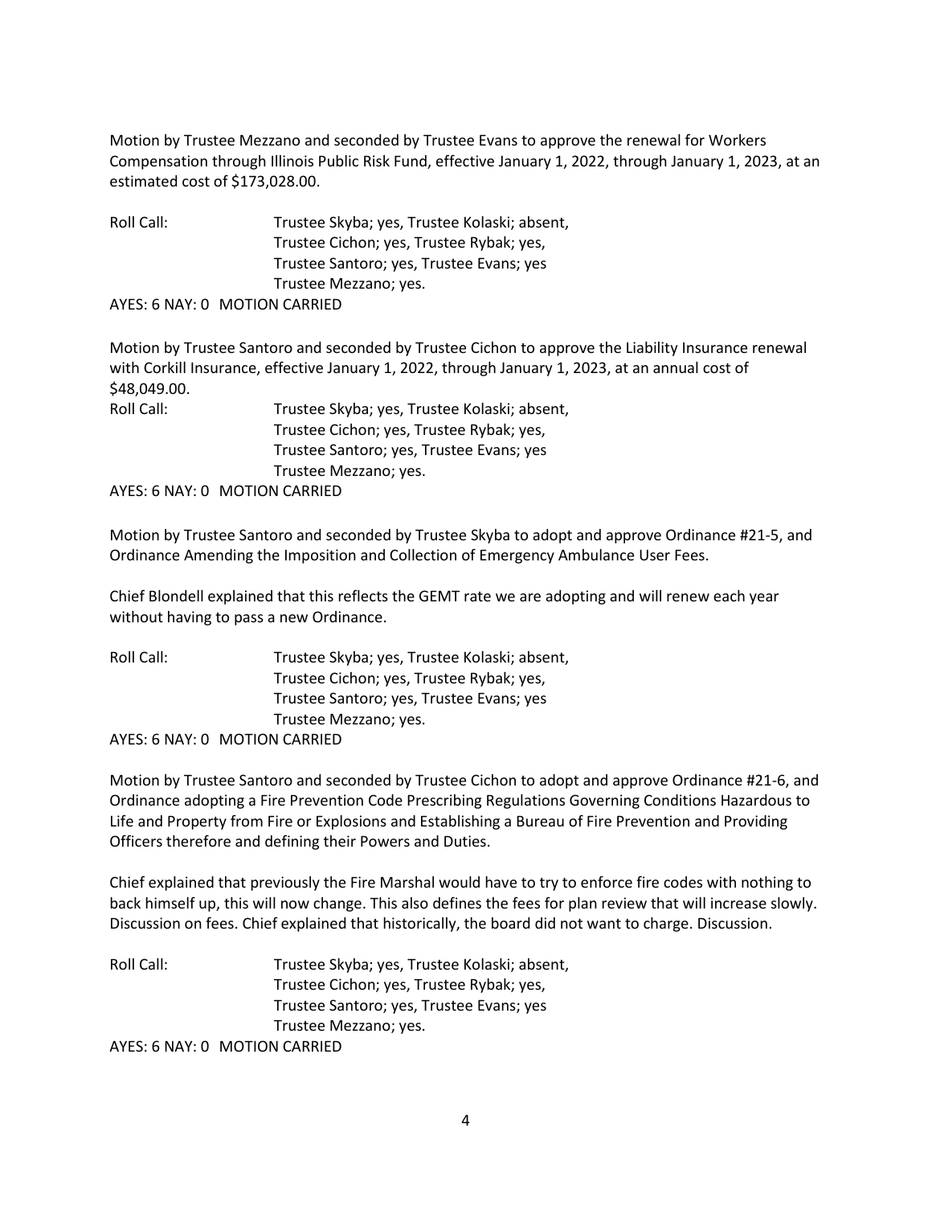Motion by Trustee Mezzano and seconded by Trustee Evans to approve the renewal for Workers Compensation through Illinois Public Risk Fund, effective January 1, 2022, through January 1, 2023, at an estimated cost of $173,028.00.

Roll Call: Trustee Skyba; yes, Trustee Kolaski; absent,
Trustee Cichon; yes, Trustee Rybak; yes,
Trustee Santoro; yes, Trustee Evans; yes
Trustee Mezzano; yes.

AYES: 6 NAY: 0 MOTION CARRIED

Motion by Trustee Santoro and seconded by Trustee Cichon to approve the Liability Insurance renewal with Corkill Insurance, effective January 1, 2022, through January 1, 2023, at an annual cost of $48,049.00.

Roll Call: Trustee Skyba; yes, Trustee Kolaski; absent,
Trustee Cichon; yes, Trustee Rybak; yes,
Trustee Santoro; yes, Trustee Evans; yes
Trustee Mezzano; yes.

AYES: 6 NAY: 0 MOTION CARRIED

Motion by Trustee Santoro and seconded by Trustee Skyba to adopt and approve Ordinance #21-5, and Ordinance Amending the Imposition and Collection of Emergency Ambulance User Fees.

Chief Blondell explained that this reflects the GEMT rate we are adopting and will renew each year without having to pass a new Ordinance.

Roll Call: Trustee Skyba; yes, Trustee Kolaski; absent,
Trustee Cichon; yes, Trustee Rybak; yes,
Trustee Santoro; yes, Trustee Evans; yes
Trustee Mezzano; yes.

AYES: 6 NAY: 0 MOTION CARRIED

Motion by Trustee Santoro and seconded by Trustee Cichon to adopt and approve Ordinance #21-6, and Ordinance adopting a Fire Prevention Code Prescribing Regulations Governing Conditions Hazardous to Life and Property from Fire or Explosions and Establishing a Bureau of Fire Prevention and Providing Officers therefore and defining their Powers and Duties.

Chief explained that previously the Fire Marshal would have to try to enforce fire codes with nothing to back himself up, this will now change. This also defines the fees for plan review that will increase slowly. Discussion on fees. Chief explained that historically, the board did not want to charge. Discussion.

Roll Call: Trustee Skyba; yes, Trustee Kolaski; absent,
Trustee Cichon; yes, Trustee Rybak; yes,
Trustee Santoro; yes, Trustee Evans; yes
Trustee Mezzano; yes.

AYES: 6 NAY: 0 MOTION CARRIED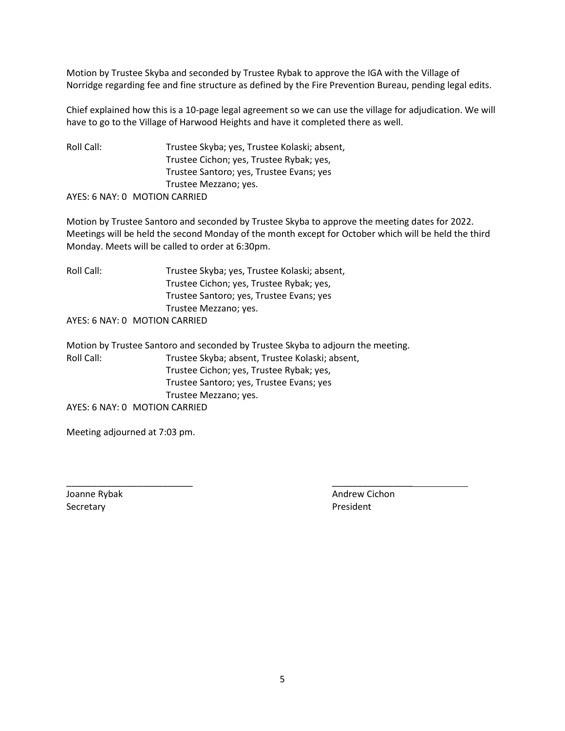Motion by Trustee Skyba and seconded by Trustee Rybak to approve the IGA with the Village of Norridge regarding fee and fine structure as defined by the Fire Prevention Bureau, pending legal edits.

Chief explained how this is a 10-page legal agreement so we can use the village for adjudication. We will have to go to the Village of Harwood Heights and have it completed there as well.

Roll Call: Trustee Skyba; yes, Trustee Kolaski; absent,
Trustee Cichon; yes, Trustee Rybak; yes,
Trustee Santoro; yes, Trustee Evans; yes
Trustee Mezzano; yes.

AYES: 6 NAY: 0 MOTION CARRIED

Motion by Trustee Santoro and seconded by Trustee Skyba to approve the meeting dates for 2022. Meetings will be held the second Monday of the month except for October which will be held the third Monday. Meets will be called to order at 6:30pm.

Roll Call: Trustee Skyba; yes, Trustee Kolaski; absent,
Trustee Cichon; yes, Trustee Rybak; yes,
Trustee Santoro; yes, Trustee Evans; yes
Trustee Mezzano; yes.

AYES: 6 NAY: 0 MOTION CARRIED

Motion by Trustee Santoro and seconded by Trustee Skyba to adjourn the meeting.

Roll Call: Trustee Skyba; absent, Trustee Kolaski; absent,
Trustee Cichon; yes, Trustee Rybak; yes,
Trustee Santoro; yes, Trustee Evans; yes
Trustee Mezzano; yes.

AYES: 6 NAY: 0 MOTION CARRIED

Meeting adjourned at 7:03 pm.

\_\_\_\_\_\_\_\_\_\_\_\_\_\_\_\_\_\_\_\_\_\_\_\_\_\_
Joanne Rybak
Secretary

\_\_\_\_\_\_\_\_\_\_\_\_\_\_\_\_\_\_\_\_\_\_\_\_\_\_
Andrew Cichon
President